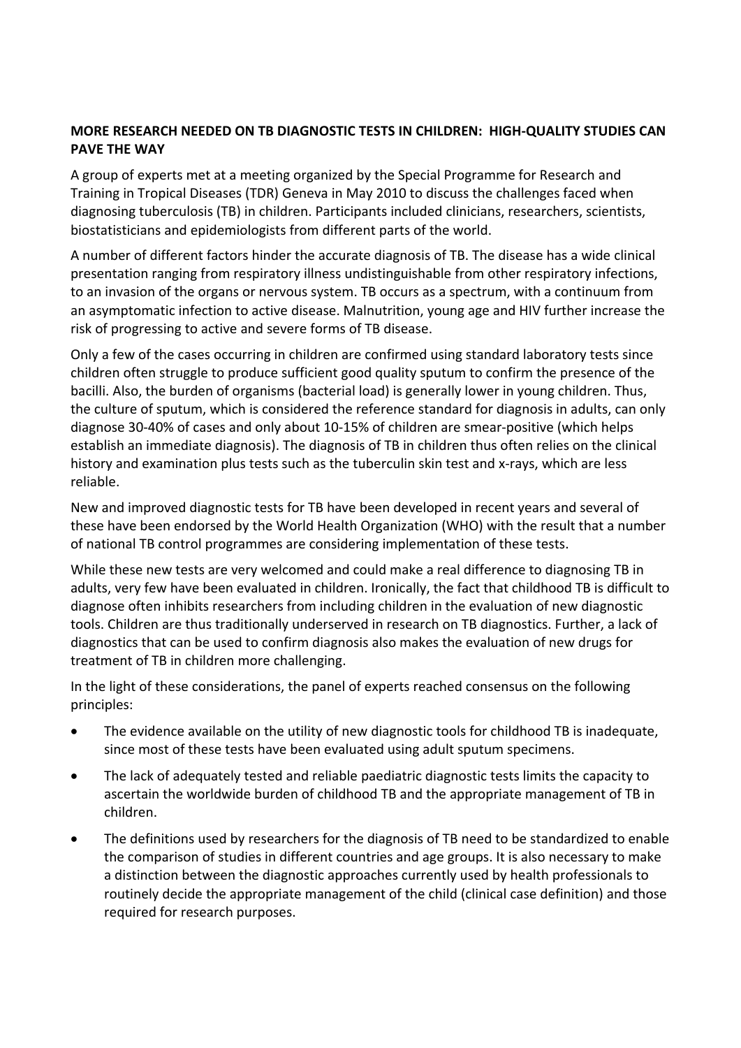**MORE RESEARCH NEEDED ON TB DIAGNOSTIC TESTS IN CHILDREN: HIGH-QUALITY STUDIES CAN PAVE THE WAY**

A group of experts met at a meeting organized by the Special Programme for Research and Training in Tropical Diseases (TDR) Geneva in May 2010 to discuss the challenges faced when diagnosing tuberculosis (TB) in children. Participants included clinicians, researchers, scientists, biostatisticians and epidemiologists from different parts of the world.

A number of different factors hinder the accurate diagnosis of TB. The disease has a wide clinical presentation ranging from respiratory illness undistinguishable from other respiratory infections, to an invasion of the organs or nervous system. TB occurs as a spectrum, with a continuum from an asymptomatic infection to active disease. Malnutrition, young age and HIV further increase the risk of progressing to active and severe forms of TB disease.

Only a few of the cases occurring in children are confirmed using standard laboratory tests since children often struggle to produce sufficient good quality sputum to confirm the presence of the bacilli. Also, the burden of organisms (bacterial load) is generally lower in young children. Thus, the culture of sputum, which is considered the reference standard for diagnosis in adults, can only diagnose 30-40% of cases and only about 10-15% of children are smear-positive (which helps establish an immediate diagnosis). The diagnosis of TB in children thus often relies on the clinical history and examination plus tests such as the tuberculin skin test and x-rays, which are less reliable.

New and improved diagnostic tests for TB have been developed in recent years and several of these have been endorsed by the World Health Organization (WHO) with the result that a number of national TB control programmes are considering implementation of these tests.

While these new tests are very welcomed and could make a real difference to diagnosing TB in adults, very few have been evaluated in children. Ironically, the fact that childhood TB is difficult to diagnose often inhibits researchers from including children in the evaluation of new diagnostic tools. Children are thus traditionally underserved in research on TB diagnostics. Further, a lack of diagnostics that can be used to confirm diagnosis also makes the evaluation of new drugs for treatment of TB in children more challenging.

In the light of these considerations, the panel of experts reached consensus on the following principles:

- The evidence available on the utility of new diagnostic tools for childhood TB is inadequate, since most of these tests have been evaluated using adult sputum specimens.
- The lack of adequately tested and reliable paediatric diagnostic tests limits the capacity to ascertain the worldwide burden of childhood TB and the appropriate management of TB in children.
- The definitions used by researchers for the diagnosis of TB need to be standardized to enable the comparison of studies in different countries and age groups. It is also necessary to make a distinction between the diagnostic approaches currently used by health professionals to routinely decide the appropriate management of the child (clinical case definition) and those required for research purposes.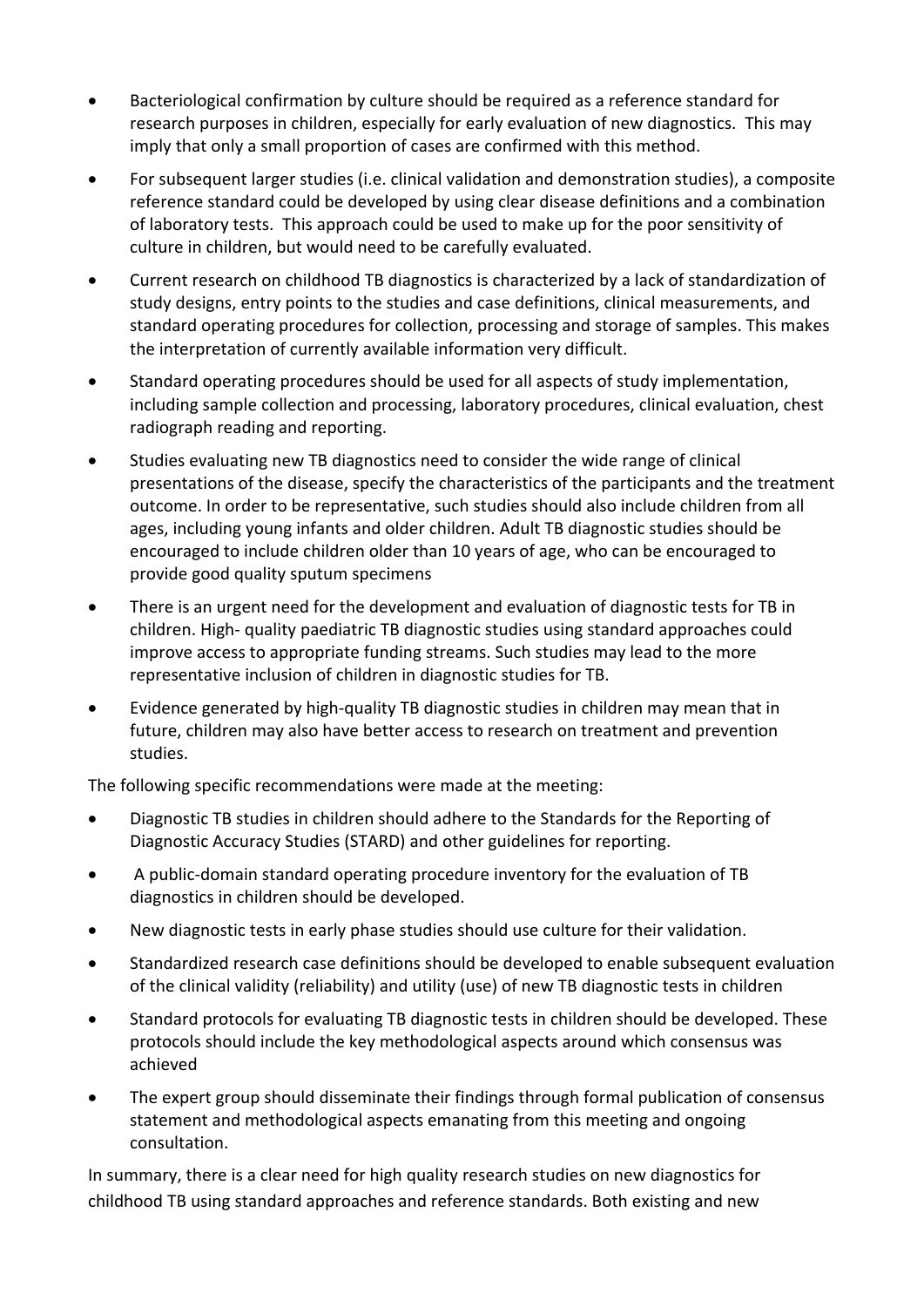- Bacteriological confirmation by culture should be required as a reference standard for research purposes in children, especially for early evaluation of new diagnostics. This may imply that only a small proportion of cases are confirmed with this method.
- For subsequent larger studies (i.e. clinical validation and demonstration studies), a composite reference standard could be developed by using clear disease definitions and a combination of laboratory tests. This approach could be used to make up for the poor sensitivity of culture in children, but would need to be carefully evaluated.
- Current research on childhood TB diagnostics is characterized by a lack of standardization of study designs, entry points to the studies and case definitions, clinical measurements, and standard operating procedures for collection, processing and storage of samples. This makes the interpretation of currently available information very difficult.
- Standard operating procedures should be used for all aspects of study implementation, including sample collection and processing, laboratory procedures, clinical evaluation, chest radiograph reading and reporting.
- Studies evaluating new TB diagnostics need to consider the wide range of clinical presentations of the disease, specify the characteristics of the participants and the treatment outcome. In order to be representative, such studies should also include children from all ages, including young infants and older children. Adult TB diagnostic studies should be encouraged to include children older than 10 years of age, who can be encouraged to provide good quality sputum specimens
- There is an urgent need for the development and evaluation of diagnostic tests for TB in children. High- quality paediatric TB diagnostic studies using standard approaches could improve access to appropriate funding streams. Such studies may lead to the more representative inclusion of children in diagnostic studies for TB.
- Evidence generated by high-quality TB diagnostic studies in children may mean that in future, children may also have better access to research on treatment and prevention studies.

The following specific recommendations were made at the meeting:

- Diagnostic TB studies in children should adhere to the Standards for the Reporting of Diagnostic Accuracy Studies (STARD) and other guidelines for reporting.
- A public-domain standard operating procedure inventory for the evaluation of TB diagnostics in children should be developed.
- New diagnostic tests in early phase studies should use culture for their validation.
- Standardized research case definitions should be developed to enable subsequent evaluation of the clinical validity (reliability) and utility (use) of new TB diagnostic tests in children
- Standard protocols for evaluating TB diagnostic tests in children should be developed. These protocols should include the key methodological aspects around which consensus was achieved
- The expert group should disseminate their findings through formal publication of consensus statement and methodological aspects emanating from this meeting and ongoing consultation.

In summary, there is a clear need for high quality research studies on new diagnostics for childhood TB using standard approaches and reference standards. Both existing and new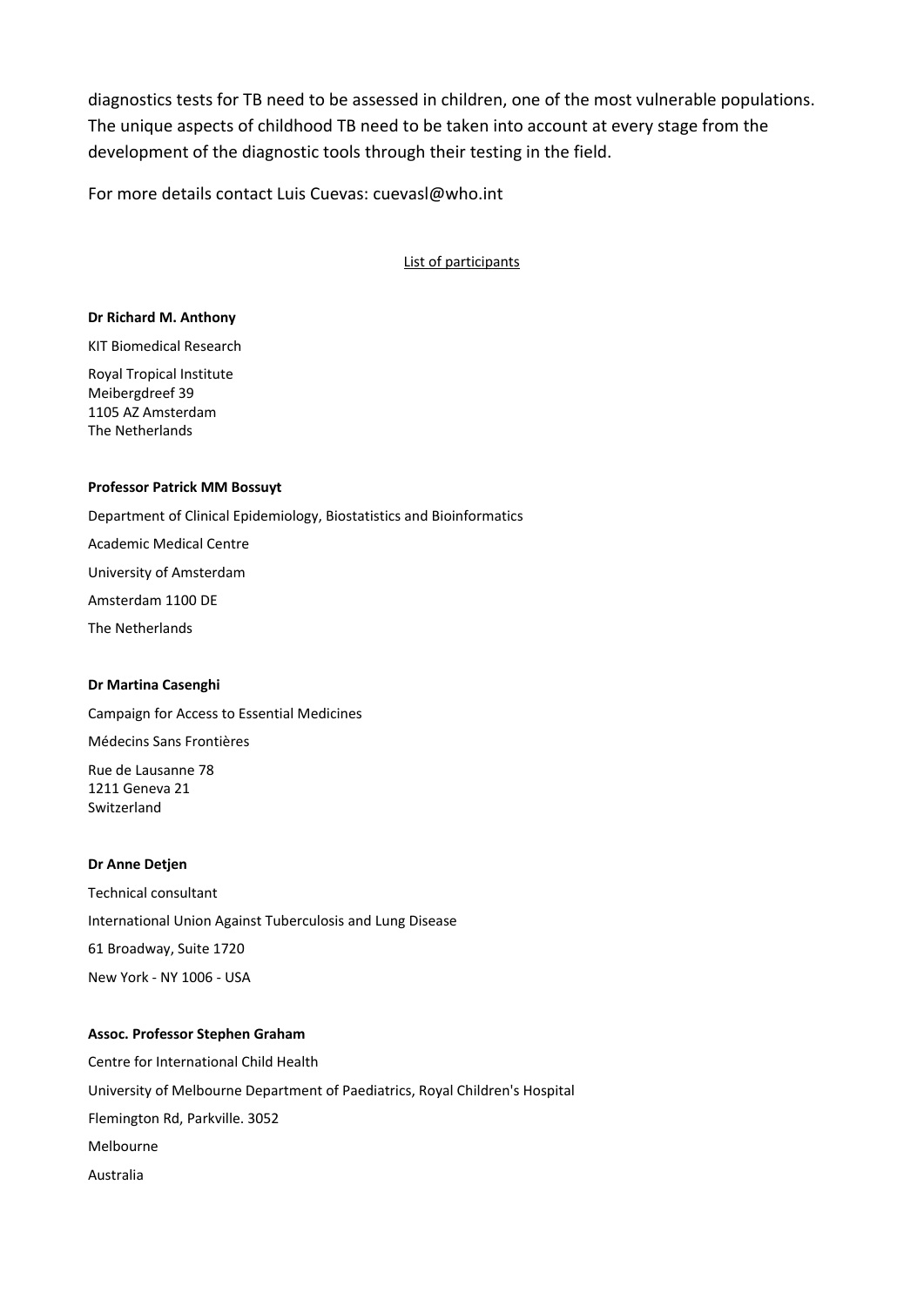diagnostics tests for TB need to be assessed in children, one of the most vulnerable populations. The unique aspects of childhood TB need to be taken into account at every stage from the development of the diagnostic tools through their testing in the field.

For more details contact Luis Cuevas: cuevasl@who.int

List of participants

**Dr Richard M. Anthony**

KIT Biomedical Research

Royal Tropical Institute
Meibergdreef 39
1105 AZ Amsterdam
The Netherlands

**Professor Patrick MM Bossuyt**

Department of Clinical Epidemiology, Biostatistics and Bioinformatics

Academic Medical Centre

University of Amsterdam

Amsterdam 1100 DE

The Netherlands

**Dr Martina Casenghi**

Campaign for Access to Essential Medicines

Médecins Sans Frontières

Rue de Lausanne 78
1211 Geneva 21
Switzerland

**Dr Anne Detjen**

Technical consultant

International Union Against Tuberculosis and Lung Disease

61 Broadway, Suite 1720

New York - NY 1006 - USA

**Assoc. Professor Stephen Graham**

Centre for International Child Health

University of Melbourne Department of Paediatrics, Royal Children's Hospital

Flemington Rd, Parkville. 3052

Melbourne

Australia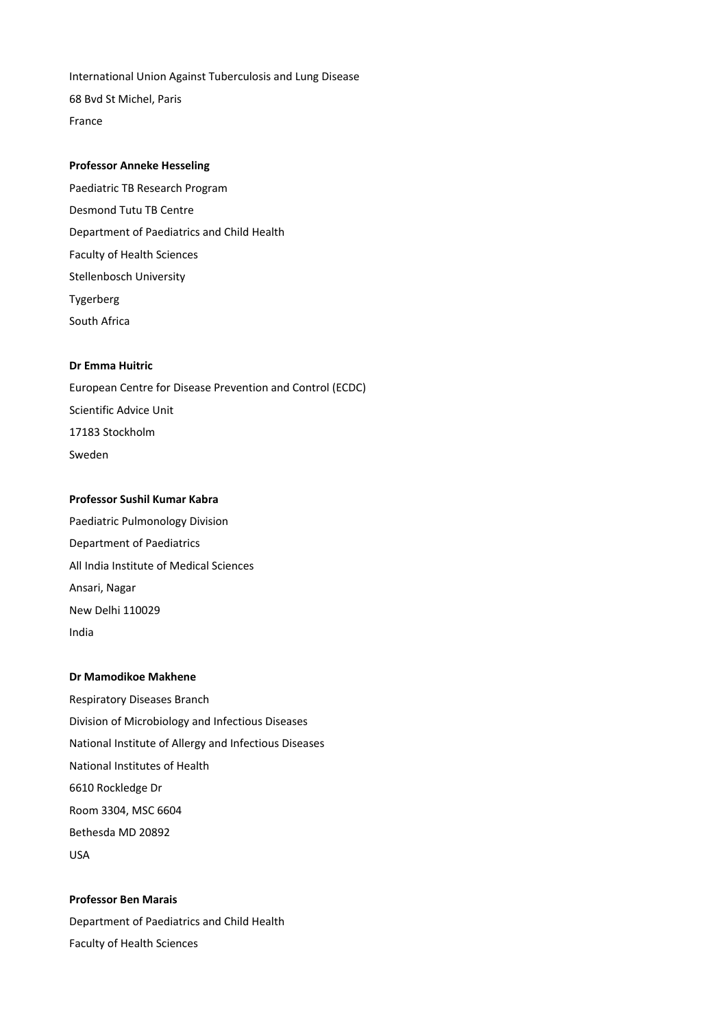International Union Against Tuberculosis and Lung Disease

68 Bvd St Michel, Paris

France

**Professor Anneke Hesseling**

Paediatric TB Research Program

Desmond Tutu TB Centre

Department of Paediatrics and Child Health

Faculty of Health Sciences

Stellenbosch University

Tygerberg

South Africa

**Dr Emma Huitric**

European Centre for Disease Prevention and Control (ECDC)

Scientific Advice Unit

17183 Stockholm

Sweden

**Professor Sushil Kumar Kabra**

Paediatric Pulmonology Division

Department of Paediatrics

All India Institute of Medical Sciences

Ansari, Nagar

New Delhi 110029

India

**Dr Mamodikoe Makhene**

Respiratory Diseases Branch

Division of Microbiology and Infectious Diseases

National Institute of Allergy and Infectious Diseases

National Institutes of Health

6610 Rockledge Dr

Room 3304, MSC 6604

Bethesda MD 20892

USA

**Professor Ben Marais**

Department of Paediatrics and Child Health

Faculty of Health Sciences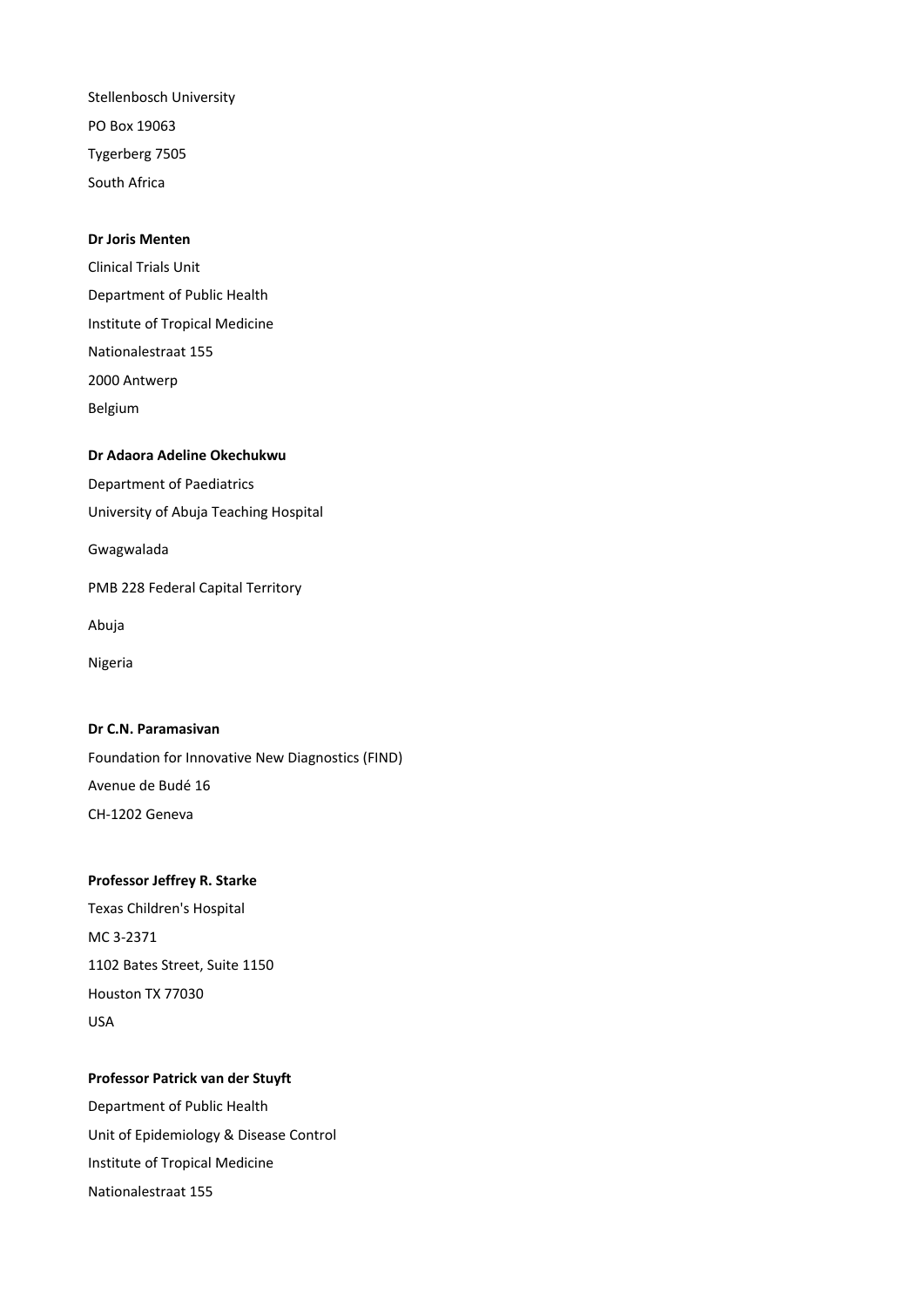Stellenbosch University

PO Box 19063

Tygerberg 7505

South Africa

**Dr Joris Menten**

Clinical Trials Unit

Department of Public Health

Institute of Tropical Medicine

Nationalestraat 155

2000 Antwerp

Belgium

**Dr Adaora Adeline Okechukwu**

Department of Paediatrics

University of Abuja Teaching Hospital

Gwagwalada

PMB 228 Federal Capital Territory

Abuja

Nigeria

**Dr C.N. Paramasivan**

Foundation for Innovative New Diagnostics (FIND)

Avenue de Budé 16

CH-1202 Geneva

**Professor Jeffrey R. Starke**

Texas Children's Hospital

MC 3-2371

1102 Bates Street, Suite 1150

Houston TX 77030

USA

**Professor Patrick van der Stuyft**

Department of Public Health

Unit of Epidemiology & Disease Control

Institute of Tropical Medicine

Nationalestraat 155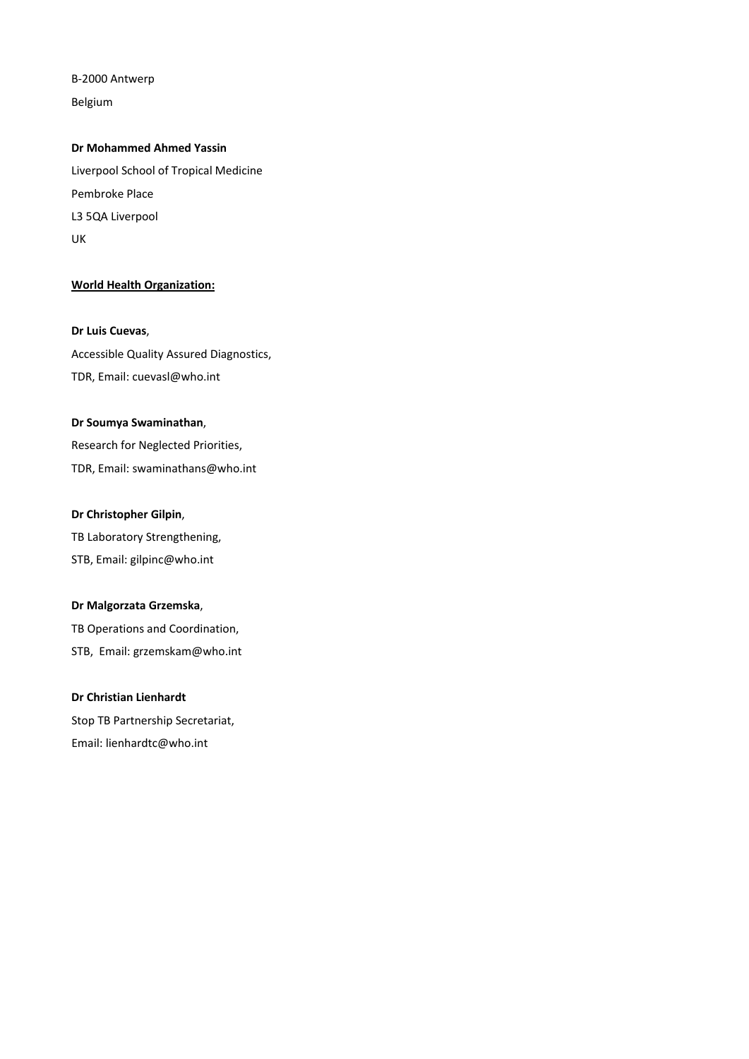B-2000 Antwerp

Belgium

**Dr Mohammed Ahmed Yassin**

Liverpool School of Tropical Medicine

Pembroke Place

L3 5QA Liverpool

UK

**World Health Organization:**

**Dr Luis Cuevas**,

Accessible Quality Assured Diagnostics,

TDR, Email: cuevasl@who.int

**Dr Soumya Swaminathan**,

Research for Neglected Priorities,

TDR, Email: swaminathans@who.int

**Dr Christopher Gilpin**,

TB Laboratory Strengthening,

STB, Email: gilpinc@who.int

**Dr Malgorzata Grzemska**,

TB Operations and Coordination,

STB, Email: grzemskam@who.int

**Dr Christian Lienhardt**

Stop TB Partnership Secretariat,

Email: lienhardtc@who.int